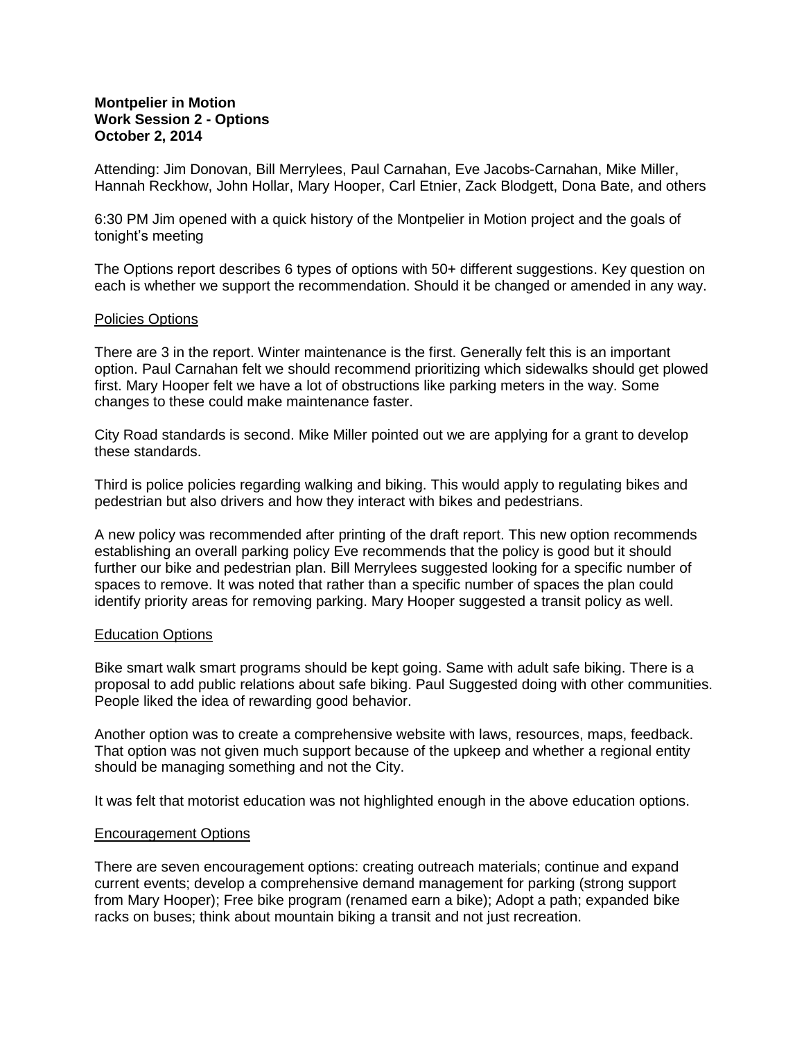**Montpelier in Motion**
**Work Session 2 - Options**
**October 2, 2014**

Attending: Jim Donovan, Bill Merrylees, Paul Carnahan, Eve Jacobs-Carnahan, Mike Miller, Hannah Reckhow, John Hollar, Mary Hooper, Carl Etnier, Zack Blodgett, Dona Bate, and others

6:30 PM Jim opened with a quick history of the Montpelier in Motion project and the goals of tonight's meeting

The Options report describes 6 types of options with 50+ different suggestions. Key question on each is whether we support the recommendation. Should it be changed or amended in any way.

## Policies Options

There are 3 in the report. Winter maintenance is the first. Generally felt this is an important option. Paul Carnahan felt we should recommend prioritizing which sidewalks should get plowed first. Mary Hooper felt we have a lot of obstructions like parking meters in the way. Some changes to these could make maintenance faster.

City Road standards is second. Mike Miller pointed out we are applying for a grant to develop these standards.

Third is police policies regarding walking and biking. This would apply to regulating bikes and pedestrian but also drivers and how they interact with bikes and pedestrians.

A new policy was recommended after printing of the draft report. This new option recommends establishing an overall parking policy Eve recommends that the policy is good but it should further our bike and pedestrian plan. Bill Merrylees suggested looking for a specific number of spaces to remove. It was noted that rather than a specific number of spaces the plan could identify priority areas for removing parking. Mary Hooper suggested a transit policy as well.

## Education Options

Bike smart walk smart programs should be kept going. Same with adult safe biking. There is a proposal to add public relations about safe biking. Paul Suggested doing with other communities. People liked the idea of rewarding good behavior.

Another option was to create a comprehensive website with laws, resources, maps, feedback. That option was not given much support because of the upkeep and whether a regional entity should be managing something and not the City.

It was felt that motorist education was not highlighted enough in the above education options.

## Encouragement Options

There are seven encouragement options: creating outreach materials; continue and expand current events; develop a comprehensive demand management for parking (strong support from Mary Hooper); Free bike program (renamed earn a bike); Adopt a path; expanded bike racks on buses; think about mountain biking a transit and not just recreation.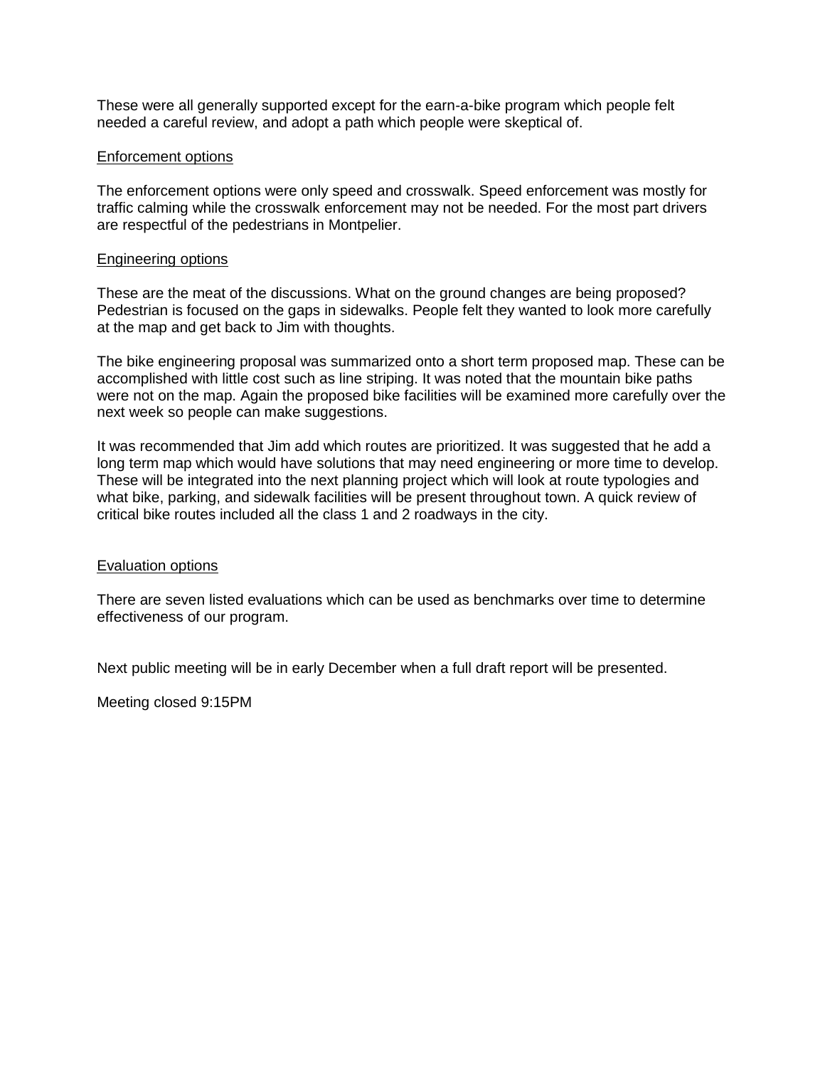These were all generally supported except for the earn-a-bike program which people felt needed a careful review, and adopt a path which people were skeptical of.

<u>Enforcement options</u>

The enforcement options were only speed and crosswalk. Speed enforcement was mostly for traffic calming while the crosswalk enforcement may not be needed. For the most part drivers are respectful of the pedestrians in Montpelier.

<u>Engineering options</u>

These are the meat of the discussions. What on the ground changes are being proposed? Pedestrian is focused on the gaps in sidewalks. People felt they wanted to look more carefully at the map and get back to Jim with thoughts.

The bike engineering proposal was summarized onto a short term proposed map. These can be accomplished with little cost such as line striping. It was noted that the mountain bike paths were not on the map. Again the proposed bike facilities will be examined more carefully over the next week so people can make suggestions.

It was recommended that Jim add which routes are prioritized. It was suggested that he add a long term map which would have solutions that may need engineering or more time to develop. These will be integrated into the next planning project which will look at route typologies and what bike, parking, and sidewalk facilities will be present throughout town. A quick review of critical bike routes included all the class 1 and 2 roadways in the city.

<u>Evaluation options</u>

There are seven listed evaluations which can be used as benchmarks over time to determine effectiveness of our program.

Next public meeting will be in early December when a full draft report will be presented.

Meeting closed 9:15PM